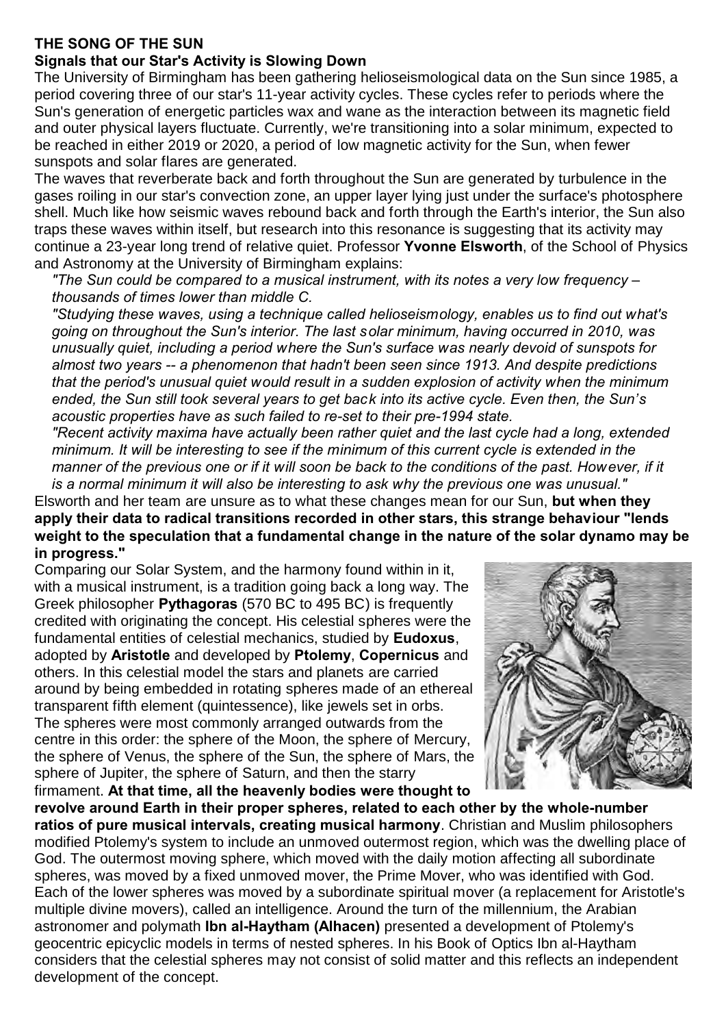# THE SONG OF THE SUN

## Signals that our Star's Activity is Slowing Down

The University of Birmingham has been gathering helioseismological data on the Sun since 1985, a period covering three of our star's 11-year activity cycles. These cycles refer to periods where the Sun's generation of energetic particles wax and wane as the interaction between its magnetic field and outer physical layers fluctuate. Currently, we're transitioning into a solar minimum, expected to be reached in either 2019 or 2020, a period of low magnetic activity for the Sun, when fewer sunspots and solar flares are generated.

The waves that reverberate back and forth throughout the Sun are generated by turbulence in the gases roiling in our star's convection zone, an upper layer lying just under the surface's photosphere shell. Much like how seismic waves rebound back and forth through the Earth's interior, the Sun also traps these waves within itself, but research into this resonance is suggesting that its activity may continue a 23-year long trend of relative quiet. Professor **Yvonne Elsworth**, of the School of Physics and Astronomy at the University of Birmingham explains:

> *"The Sun could be compared to a musical instrument, with its notes a very low frequency – thousands of times lower than middle C.*
>
> *"Studying these waves, using a technique called helioseismology, enables us to find out what's going on throughout the Sun's interior. The last solar minimum, having occurred in 2010, was unusually quiet, including a period where the Sun's surface was nearly devoid of sunspots for almost two years -- a phenomenon that hadn't been seen since 1913. And despite predictions that the period's unusual quiet would result in a sudden explosion of activity when the minimum ended, the Sun still took several years to get back into its active cycle. Even then, the Sun's acoustic properties have as such failed to re-set to their pre-1994 state.*
>
> *"Recent activity maxima have actually been rather quiet and the last cycle had a long, extended minimum. It will be interesting to see if the minimum of this current cycle is extended in the manner of the previous one or if it will soon be back to the conditions of the past. However, if it is a normal minimum it will also be interesting to ask why the previous one was unusual."*

Elsworth and her team are unsure as to what these changes mean for our Sun, **but when they apply their data to radical transitions recorded in other stars, this strange behaviour "lends weight to the speculation that a fundamental change in the nature of the solar dynamo may be in progress."**

Comparing our Solar System, and the harmony found within in it, with a musical instrument, is a tradition going back a long way. The Greek philosopher **Pythagoras** (570 BC to 495 BC) is frequently credited with originating the concept. His celestial spheres were the fundamental entities of celestial mechanics, studied by **Eudoxus**, adopted by **Aristotle** and developed by **Ptolemy**, **Copernicus** and others. In this celestial model the stars and planets are carried around by being embedded in rotating spheres made of an ethereal transparent fifth element (quintessence), like jewels set in orbs. The spheres were most commonly arranged outwards from the centre in this order: the sphere of the Moon, the sphere of Mercury, the sphere of Venus, the sphere of the Sun, the sphere of Mars, the sphere of Jupiter, the sphere of Saturn, and then the starry firmament. **At that time, all the heavenly bodies were thought to revolve around Earth in their proper spheres, related to each other by the whole-number ratios of pure musical intervals, creating musical harmony**. Christian and Muslim philosophers modified Ptolemy's system to include an unmoved outermost region, which was the dwelling place of God. The outermost moving sphere, which moved with the daily motion affecting all subordinate spheres, was moved by a fixed unmoved mover, the Prime Mover, who was identified with God. Each of the lower spheres was moved by a subordinate spiritual mover (a replacement for Aristotle's multiple divine movers), called an intelligence. Around the turn of the millennium, the Arabian astronomer and polymath **Ibn al-Haytham (Alhacen)** presented a development of Ptolemy's geocentric epicyclic models in terms of nested spheres. In his Book of Optics Ibn al-Haytham considers that the celestial spheres may not consist of solid matter and this reflects an independent development of the concept.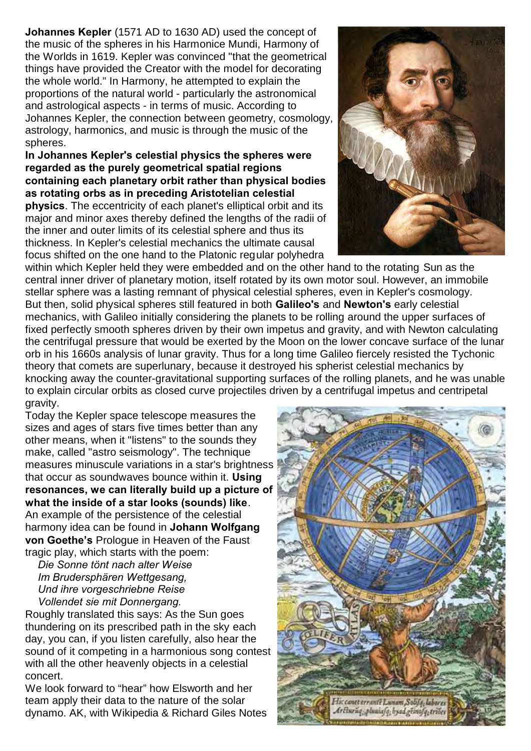**Johannes Kepler** (1571 AD to 1630 AD) used the concept of the music of the spheres in his Harmonice Mundi, Harmony of the Worlds in 1619. Kepler was convinced "that the geometrical things have provided the Creator with the model for decorating the whole world." In Harmony, he attempted to explain the proportions of the natural world - particularly the astronomical and astrological aspects - in terms of music. According to Johannes Kepler, the connection between geometry, cosmology, astrology, harmonics, and music is through the music of the spheres.

**In Johannes Kepler's celestial physics the spheres were regarded as the purely geometrical spatial regions containing each planetary orbit rather than physical bodies as rotating orbs as in preceding Aristotelian celestial physics**. The eccentricity of each planet's elliptical orbit and its major and minor axes thereby defined the lengths of the radii of the inner and outer limits of its celestial sphere and thus its thickness. In Kepler's celestial mechanics the ultimate causal focus shifted on the one hand to the Platonic regular polyhedra within which Kepler held they were embedded and on the other hand to the rotating Sun as the central inner driver of planetary motion, itself rotated by its own motor soul. However, an immobile stellar sphere was a lasting remnant of physical celestial spheres, even in Kepler's cosmology.

But then, solid physical spheres still featured in both **Galileo's** and **Newton's** early celestial mechanics, with Galileo initially considering the planets to be rolling around the upper surfaces of fixed perfectly smooth spheres driven by their own impetus and gravity, and with Newton calculating the centrifugal pressure that would be exerted by the Moon on the lower concave surface of the lunar orb in his 1660s analysis of lunar gravity. Thus for a long time Galileo fiercely resisted the Tychonic theory that comets are superlunary, because it destroyed his spherist celestial mechanics by knocking away the counter-gravitational supporting surfaces of the rolling planets, and he was unable to explain circular orbits as closed curve projectiles driven by a centrifugal impetus and centripetal gravity.

Today the Kepler space telescope measures the sizes and ages of stars five times better than any other means, when it "listens" to the sounds they make, called "astro seismology". The technique measures minuscule variations in a star's brightness that occur as soundwaves bounce within it. **Using resonances, we can literally build up a picture of what the inside of a star looks (sounds) like**.

An example of the persistence of the celestial harmony idea can be found in **Johann Wolfgang von Goethe's** Prologue in Heaven of the Faust tragic play, which starts with the poem:

*Die Sonne tönt nach alter Weise*
*Im Brudersphären Wettgesang,*
*Und ihre vorgeschriebne Reise*
*Vollendet sie mit Donnergang.*

Roughly translated this says: As the Sun goes thundering on its prescribed path in the sky each day, you can, if you listen carefully, also hear the sound of it competing in a harmonious song contest with all the other heavenly objects in a celestial concert.

We look forward to "hear" how Elsworth and her team apply their data to the nature of the solar dynamo. AK, with Wikipedia & Richard Giles Notes